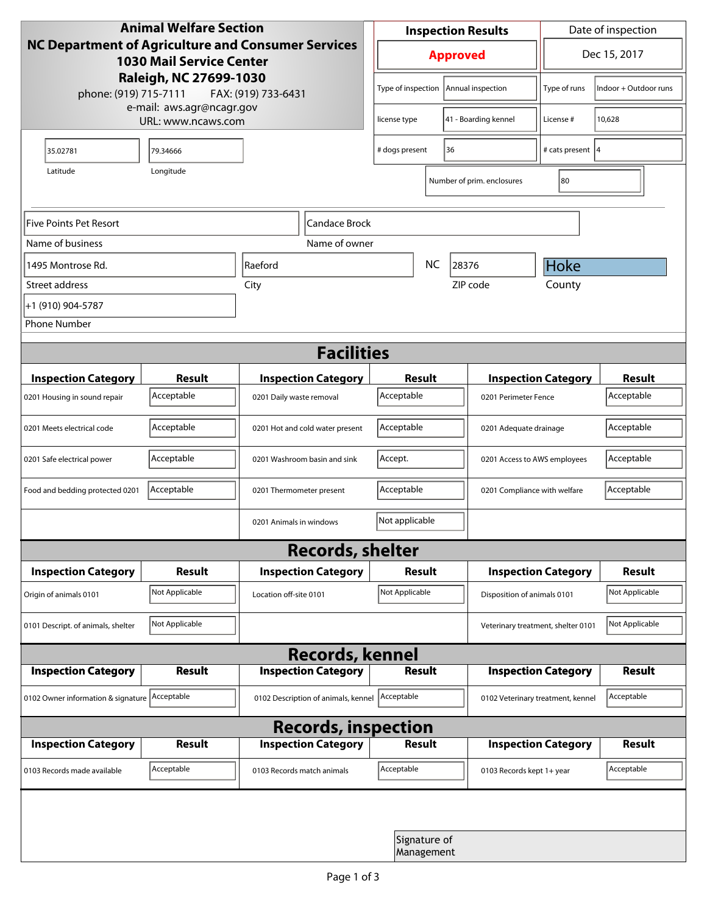# Animal Welfare Section

**NC Department of Agriculture and Consumer Services**
**1030 Mail Service Center**
**Raleigh, NC 27699-1030**

phone: (919) 715-7111 FAX: (919) 733-6431
e-mail: aws.agr@ncagr.gov
URL: www.ncaws.com

| Inspection Results | Date of inspection |
|---|---|
| **Approved** | Dec 15, 2017 |

| | | | |
|---|---|---|---|
| Type of inspection | Annual inspection | Type of runs | Indoor + Outdoor runs |
| license type | 41 - Boarding kennel | License # | 10,628 |
| # dogs present | 36 | # cats present | 4 |
| Number of prim. enclosures | 80 | | |

| Latitude | Longitude |
|---|---|
| 35.02781 | 79.34666 |

| | |
|---|---|
| Name of business | Five Points Pet Resort |
| Name of owner | Candace Brock |
| Street address | 1495 Montrose Rd. |
| City | Raeford |
| State | NC |
| ZIP code | 28376 |
| County | Hoke |
| Phone Number | +1 (910) 904-5787 |

## Facilities

| Inspection Category | Result | Inspection Category | Result | Inspection Category | Result |
|---|---|---|---|---|---|
| 0201 Housing in sound repair | Acceptable | 0201 Daily waste removal | Acceptable | 0201 Perimeter Fence | Acceptable |
| 0201 Meets electrical code | Acceptable | 0201 Hot and cold water present | Acceptable | 0201 Adequate drainage | Acceptable |
| 0201 Safe electrical power | Acceptable | 0201 Washroom basin and sink | Accept. | 0201 Access to AWS employees | Acceptable |
| Food and bedding protected 0201 | Acceptable | 0201 Thermometer present | Acceptable | 0201 Compliance with welfare | Acceptable |
| | | 0201 Animals in windows | Not applicable | | |

## Records, shelter

| Inspection Category | Result | Inspection Category | Result | Inspection Category | Result |
|---|---|---|---|---|---|
| Origin of animals 0101 | Not Applicable | Location off-site 0101 | Not Applicable | Disposition of animals 0101 | Not Applicable |
| 0101 Descript. of animals, shelter | Not Applicable | | | Veterinary treatment, shelter 0101 | Not Applicable |

## Records, kennel

| Inspection Category | Result | Inspection Category | Result | Inspection Category | Result |
|---|---|---|---|---|---|
| 0102 Owner information & signature | Acceptable | 0102 Description of animals, kennel | Acceptable | 0102 Veterinary treatment, kennel | Acceptable |

## Records, inspection

| Inspection Category | Result | Inspection Category | Result | Inspection Category | Result |
|---|---|---|---|---|---|
| 0103 Records made available | Acceptable | 0103 Records match animals | Acceptable | 0103 Records kept 1+ year | Acceptable |

Signature of Management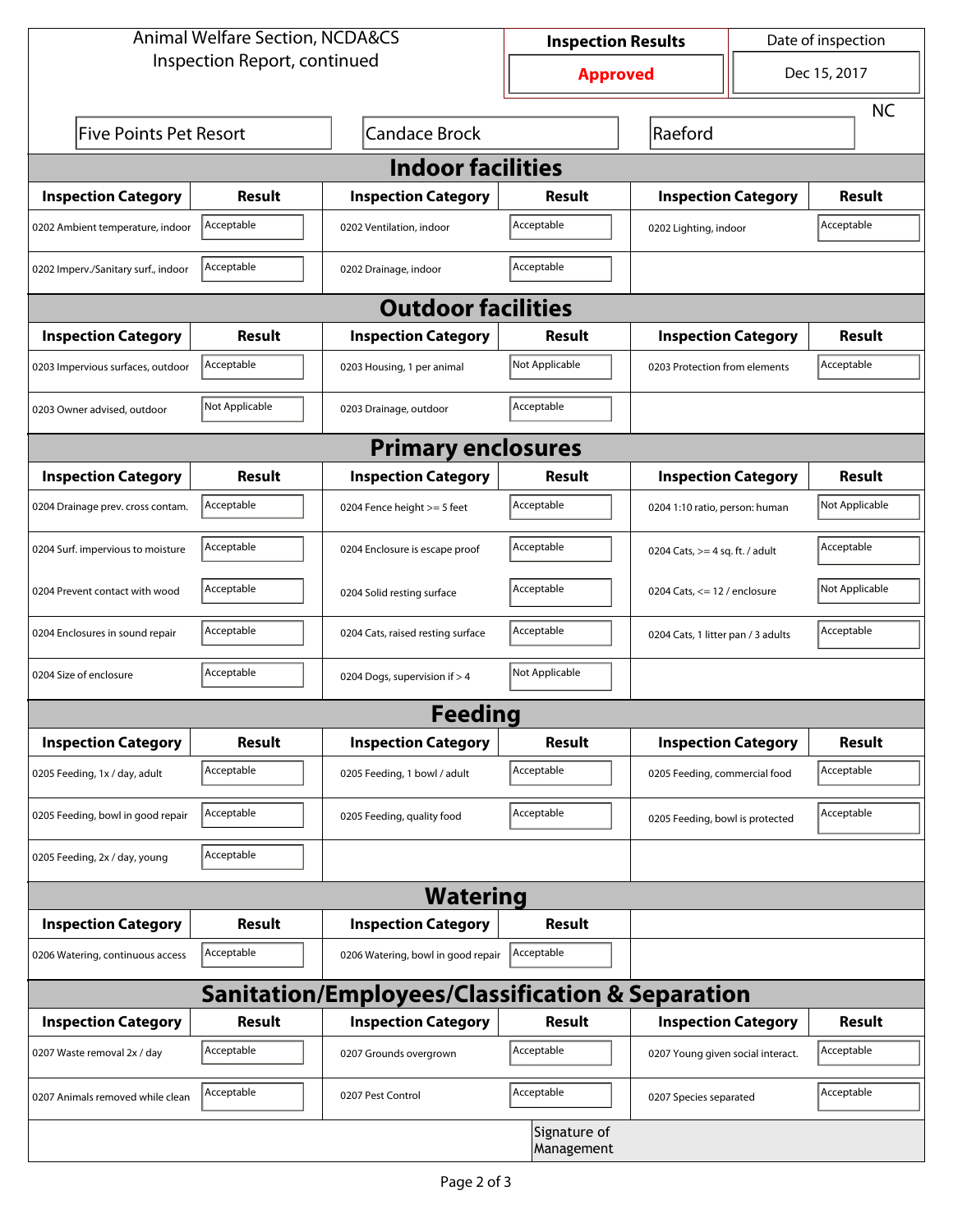Animal Welfare Section, NCDA&CS
Inspection Report, continued

| Inspection Results | Date of inspection |
|---|---|
| **Approved** | Dec 15, 2017 |

Five Points Pet Resort | Candace Brock | Raeford | NC

## Indoor facilities

| Inspection Category | Result | Inspection Category | Result | Inspection Category | Result |
|---|---|---|---|---|---|
| 0202 Ambient temperature, indoor | Acceptable | 0202 Ventilation, indoor | Acceptable | 0202 Lighting, indoor | Acceptable |
| 0202 Imperv./Sanitary surf., indoor | Acceptable | 0202 Drainage, indoor | Acceptable | | |

## Outdoor facilities

| Inspection Category | Result | Inspection Category | Result | Inspection Category | Result |
|---|---|---|---|---|---|
| 0203 Impervious surfaces, outdoor | Acceptable | 0203 Housing, 1 per animal | Not Applicable | 0203 Protection from elements | Acceptable |
| 0203 Owner advised, outdoor | Not Applicable | 0203 Drainage, outdoor | Acceptable | | |

## Primary enclosures

| Inspection Category | Result | Inspection Category | Result | Inspection Category | Result |
|---|---|---|---|---|---|
| 0204 Drainage prev. cross contam. | Acceptable | 0204 Fence height >= 5 feet | Acceptable | 0204 1:10 ratio, person: human | Not Applicable |
| 0204 Surf. impervious to moisture | Acceptable | 0204 Enclosure is escape proof | Acceptable | 0204 Cats, >= 4 sq. ft. / adult | Acceptable |
| 0204 Prevent contact with wood | Acceptable | 0204 Solid resting surface | Acceptable | 0204 Cats, <= 12 / enclosure | Not Applicable |
| 0204 Enclosures in sound repair | Acceptable | 0204 Cats, raised resting surface | Acceptable | 0204 Cats, 1 litter pan / 3 adults | Acceptable |
| 0204 Size of enclosure | Acceptable | 0204 Dogs, supervision if > 4 | Not Applicable | | |

## Feeding

| Inspection Category | Result | Inspection Category | Result | Inspection Category | Result |
|---|---|---|---|---|---|
| 0205 Feeding, 1x / day, adult | Acceptable | 0205 Feeding, 1 bowl / adult | Acceptable | 0205 Feeding, commercial food | Acceptable |
| 0205 Feeding, bowl in good repair | Acceptable | 0205 Feeding, quality food | Acceptable | 0205 Feeding, bowl is protected | Acceptable |
| 0205 Feeding, 2x / day, young | Acceptable | | | | |

## Watering

| Inspection Category | Result | Inspection Category | Result |
|---|---|---|---|
| 0206 Watering, continuous access | Acceptable | 0206 Watering, bowl in good repair | Acceptable |

## Sanitation/Employees/Classification & Separation

| Inspection Category | Result | Inspection Category | Result | Inspection Category | Result |
|---|---|---|---|---|---|
| 0207 Waste removal 2x / day | Acceptable | 0207 Grounds overgrown | Acceptable | 0207 Young given social interact. | Acceptable |
| 0207 Animals removed while clean | Acceptable | 0207 Pest Control | Acceptable | 0207 Species separated | Acceptable |

Signature of Management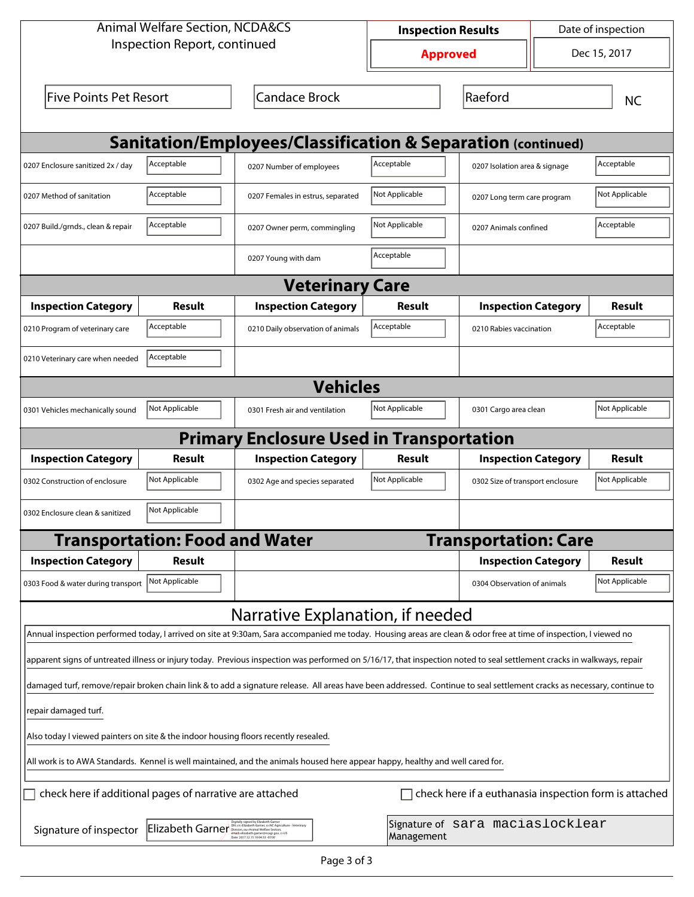Animal Welfare Section, NCDA&CS
Inspection Report, continued

| Inspection Results | Date of inspection |
|---|---|
| **Approved** | Dec 15, 2017 |

Five Points Pet Resort | Candace Brock | Raeford | NC

## Sanitation/Employees/Classification & Separation (continued)

| | | | | | |
|---|---|---|---|---|---|
| 0207 Enclosure sanitized 2x / day | Acceptable | 0207 Number of employees | Acceptable | 0207 Isolation area & signage | Acceptable |
| 0207 Method of sanitation | Acceptable | 0207 Females in estrus, separated | Not Applicable | 0207 Long term care program | Not Applicable |
| 0207 Build./grnds., clean & repair | Acceptable | 0207 Owner perm, commingling | Not Applicable | 0207 Animals confined | Acceptable |
| | | 0207 Young with dam | Acceptable | | |

## Veterinary Care

| Inspection Category | Result | Inspection Category | Result | Inspection Category | Result |
|---|---|---|---|---|---|
| 0210 Program of veterinary care | Acceptable | 0210 Daily observation of animals | Acceptable | 0210 Rabies vaccination | Acceptable |
| 0210 Veterinary care when needed | Acceptable | | | | |

## Vehicles

| | | | | | |
|---|---|---|---|---|---|
| 0301 Vehicles mechanically sound | Not Applicable | 0301 Fresh air and ventilation | Not Applicable | 0301 Cargo area clean | Not Applicable |

## Primary Enclosure Used in Transportation

| Inspection Category | Result | Inspection Category | Result | Inspection Category | Result |
|---|---|---|---|---|---|
| 0302 Construction of enclosure | Not Applicable | 0302 Age and species separated | Not Applicable | 0302 Size of transport enclosure | Not Applicable |
| 0302 Enclosure clean & sanitized | Not Applicable | | | | |

## Transportation: Food and Water

| Inspection Category | Result |
|---|---|
| 0303 Food & water during transport | Not Applicable |

## Transportation: Care

| Inspection Category | Result |
|---|---|
| 0304 Observation of animals | Not Applicable |

## Narrative Explanation, if needed

Annual inspection performed today, I arrived on site at 9:30am, Sara accompanied me today. Housing areas are clean & odor free at time of inspection, I viewed no apparent signs of untreated illness or injury today. Previous inspection was performed on 5/16/17, that inspection noted to seal settlement cracks in walkways, repair damaged turf, remove/repair broken chain link & to add a signature release. All areas have been addressed. Continue to seal settlement cracks as necessary, continue to repair damaged turf.

Also today I viewed painters on site & the indoor housing floors recently resealed.

All work is to AWA Standards. Kennel is well maintained, and the animals housed here appear happy, healthy and well cared for.

☐ check here if additional pages of narrative are attached

☐ check here if a euthanasia inspection form is attached

Signature of inspector: Elizabeth Garner (Digitally signed by Elizabeth Garner, Date: 2017.12.15)

Signature of Management: sara macias​locklear